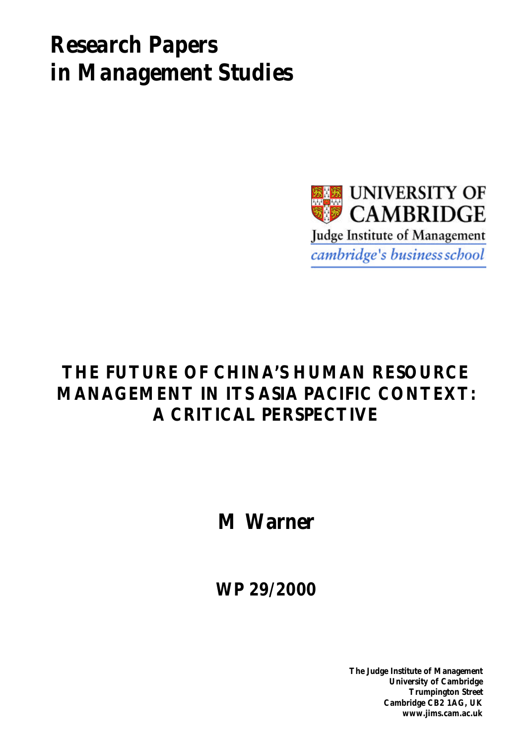# Research Papers in Management Studies

UNIVERSITY OF CAMBRIDGE

Judge Institute of Management

*cambridge's business school*

## THE FUTURE OF CHINA'S HUMAN RESOURCE MANAGEMENT IN ITS ASIA PACIFIC CONTEXT: A CRITICAL PERSPECTIVE

**M Warner**

**WP 29/2000**

**The Judge Institute of Management**
**University of Cambridge**
**Trumpington Street**
**Cambridge CB2 1AG, UK**
**www.jims.cam.ac.uk**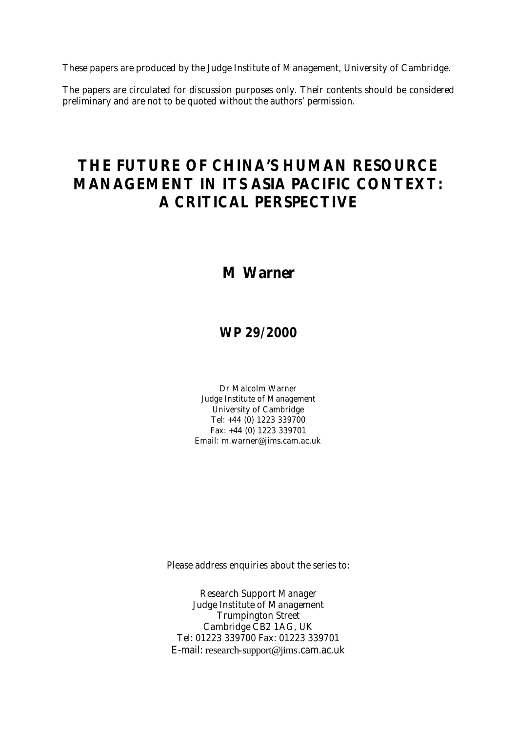These papers are produced by the Judge Institute of Management, University of Cambridge.

The papers are circulated for discussion purposes only. Their contents should be considered preliminary and are not to be quoted without the authors' permission.

# THE FUTURE OF CHINA'S HUMAN RESOURCE MANAGEMENT IN ITS ASIA PACIFIC CONTEXT: A CRITICAL PERSPECTIVE

## M Warner

## WP 29/2000

Dr Malcolm Warner
Judge Institute of Management
University of Cambridge
Tel: +44 (0) 1223 339700
Fax: +44 (0) 1223 339701
Email: m.warner@jims.cam.ac.uk

Please address enquiries about the series to:

Research Support Manager
Judge Institute of Management
Trumpington Street
Cambridge CB2 1AG, UK
Tel: 01223 339700 Fax: 01223 339701
E-mail: research-support@jims.cam.ac.uk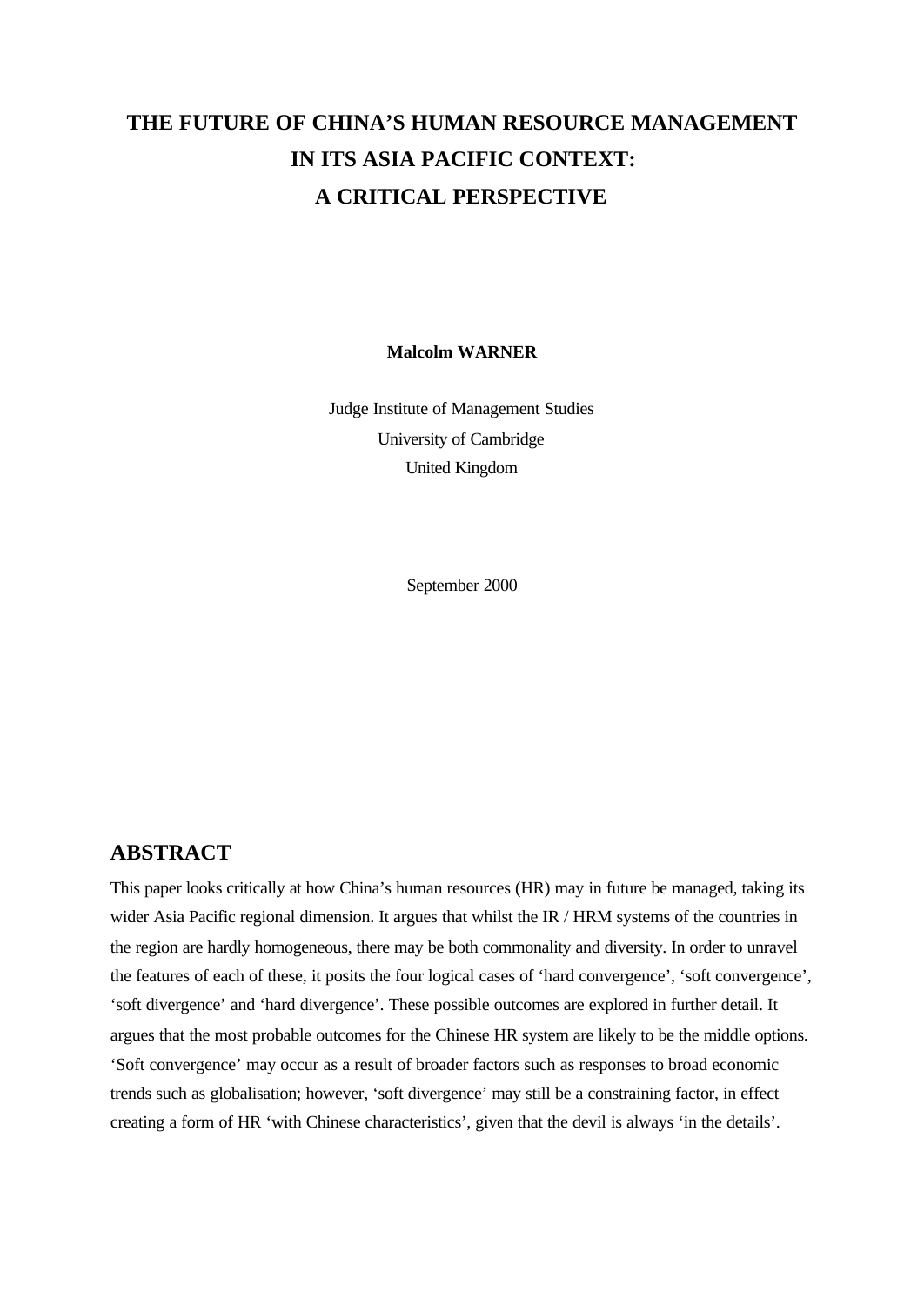# THE FUTURE OF CHINA'S HUMAN RESOURCE MANAGEMENT IN ITS ASIA PACIFIC CONTEXT: A CRITICAL PERSPECTIVE

**Malcolm WARNER**

Judge Institute of Management Studies
University of Cambridge
United Kingdom

September 2000

## ABSTRACT

This paper looks critically at how China's human resources (HR) may in future be managed, taking its wider Asia Pacific regional dimension. It argues that whilst the IR / HRM systems of the countries in the region are hardly homogeneous, there may be both commonality and diversity. In order to unravel the features of each of these, it posits the four logical cases of 'hard convergence', 'soft convergence', 'soft divergence' and 'hard divergence'. These possible outcomes are explored in further detail. It argues that the most probable outcomes for the Chinese HR system are likely to be the middle options. 'Soft convergence' may occur as a result of broader factors such as responses to broad economic trends such as globalisation; however, 'soft divergence' may still be a constraining factor, in effect creating a form of HR 'with Chinese characteristics', given that the devil is always 'in the details'.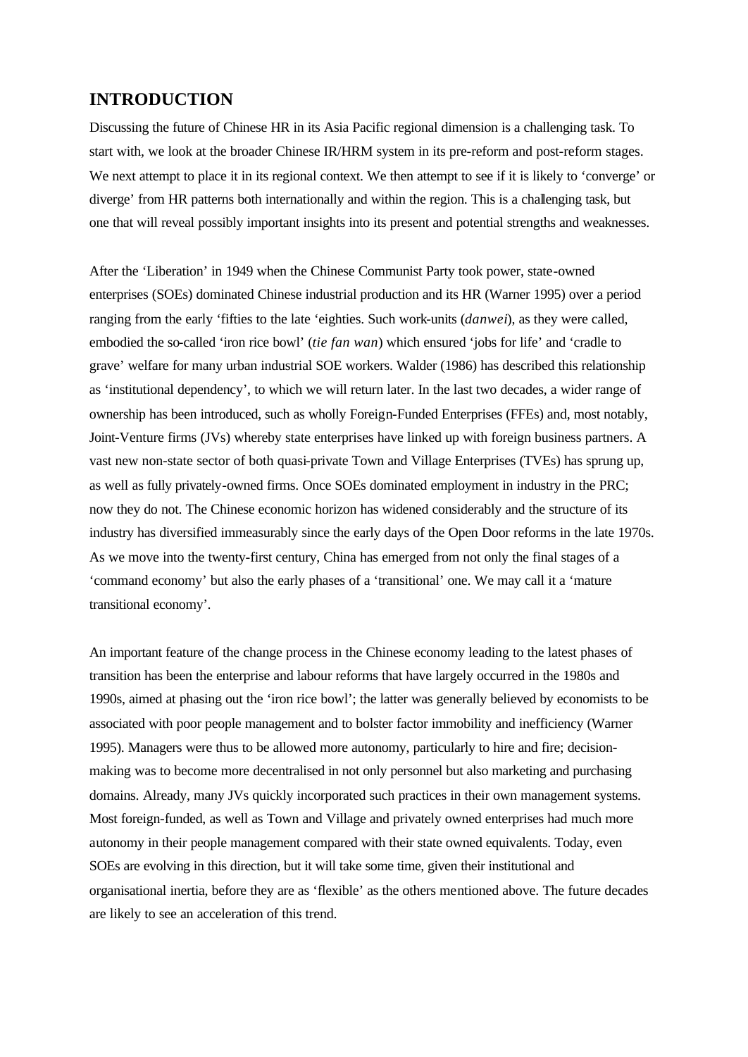## INTRODUCTION

Discussing the future of Chinese HR in its Asia Pacific regional dimension is a challenging task. To start with, we look at the broader Chinese IR/HRM system in its pre-reform and post-reform stages. We next attempt to place it in its regional context. We then attempt to see if it is likely to 'converge' or diverge' from HR patterns both internationally and within the region. This is a challenging task, but one that will reveal possibly important insights into its present and potential strengths and weaknesses.

After the 'Liberation' in 1949 when the Chinese Communist Party took power, state-owned enterprises (SOEs) dominated Chinese industrial production and its HR (Warner 1995) over a period ranging from the early 'fifties to the late 'eighties. Such work-units (*danwei*), as they were called, embodied the so-called 'iron rice bowl' (*tie fan wan*) which ensured 'jobs for life' and 'cradle to grave' welfare for many urban industrial SOE workers. Walder (1986) has described this relationship as 'institutional dependency', to which we will return later. In the last two decades, a wider range of ownership has been introduced, such as wholly Foreign-Funded Enterprises (FFEs) and, most notably, Joint-Venture firms (JVs) whereby state enterprises have linked up with foreign business partners. A vast new non-state sector of both quasi-private Town and Village Enterprises (TVEs) has sprung up, as well as fully privately-owned firms. Once SOEs dominated employment in industry in the PRC; now they do not. The Chinese economic horizon has widened considerably and the structure of its industry has diversified immeasurably since the early days of the Open Door reforms in the late 1970s. As we move into the twenty-first century, China has emerged from not only the final stages of a 'command economy' but also the early phases of a 'transitional' one. We may call it a 'mature transitional economy'.

An important feature of the change process in the Chinese economy leading to the latest phases of transition has been the enterprise and labour reforms that have largely occurred in the 1980s and 1990s, aimed at phasing out the 'iron rice bowl'; the latter was generally believed by economists to be associated with poor people management and to bolster factor immobility and inefficiency (Warner 1995). Managers were thus to be allowed more autonomy, particularly to hire and fire; decision-making was to become more decentralised in not only personnel but also marketing and purchasing domains. Already, many JVs quickly incorporated such practices in their own management systems. Most foreign-funded, as well as Town and Village and privately owned enterprises had much more autonomy in their people management compared with their state owned equivalents. Today, even SOEs are evolving in this direction, but it will take some time, given their institutional and organisational inertia, before they are as 'flexible' as the others mentioned above. The future decades are likely to see an acceleration of this trend.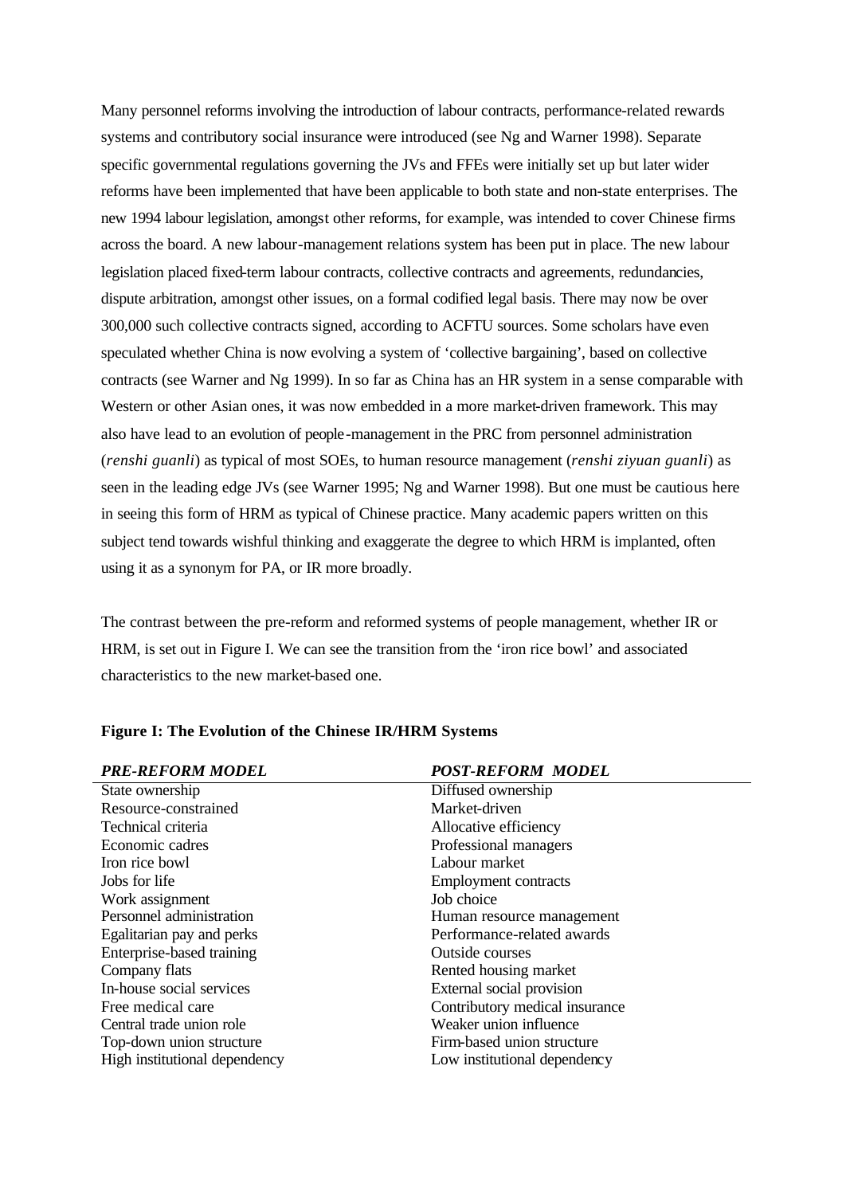Many personnel reforms involving the introduction of labour contracts, performance-related rewards systems and contributory social insurance were introduced (see Ng and Warner 1998). Separate specific governmental regulations governing the JVs and FFEs were initially set up but later wider reforms have been implemented that have been applicable to both state and non-state enterprises. The new 1994 labour legislation, amongst other reforms, for example, was intended to cover Chinese firms across the board. A new labour-management relations system has been put in place. The new labour legislation placed fixed-term labour contracts, collective contracts and agreements, redundancies, dispute arbitration, amongst other issues, on a formal codified legal basis. There may now be over 300,000 such collective contracts signed, according to ACFTU sources. Some scholars have even speculated whether China is now evolving a system of 'collective bargaining', based on collective contracts (see Warner and Ng 1999). In so far as China has an HR system in a sense comparable with Western or other Asian ones, it was now embedded in a more market-driven framework. This may also have lead to an evolution of people-management in the PRC from personnel administration (*renshi guanli*) as typical of most SOEs, to human resource management (*renshi ziyuan guanli*) as seen in the leading edge JVs (see Warner 1995; Ng and Warner 1998). But one must be cautious here in seeing this form of HRM as typical of Chinese practice. Many academic papers written on this subject tend towards wishful thinking and exaggerate the degree to which HRM is implanted, often using it as a synonym for PA, or IR more broadly.

The contrast between the pre-reform and reformed systems of people management, whether IR or HRM, is set out in Figure I. We can see the transition from the 'iron rice bowl' and associated characteristics to the new market-based one.

**Figure I: The Evolution of the Chinese IR/HRM Systems**

| ***PRE-REFORM MODEL*** | ***POST-REFORM MODEL*** |
|---|---|
| State ownership | Diffused ownership |
| Resource-constrained | Market-driven |
| Technical criteria | Allocative efficiency |
| Economic cadres | Professional managers |
| Iron rice bowl | Labour market |
| Jobs for life | Employment contracts |
| Work assignment | Job choice |
| Personnel administration | Human resource management |
| Egalitarian pay and perks | Performance-related awards |
| Enterprise-based training | Outside courses |
| Company flats | Rented housing market |
| In-house social services | External social provision |
| Free medical care | Contributory medical insurance |
| Central trade union role | Weaker union influence |
| Top-down union structure | Firm-based union structure |
| High institutional dependency | Low institutional dependency |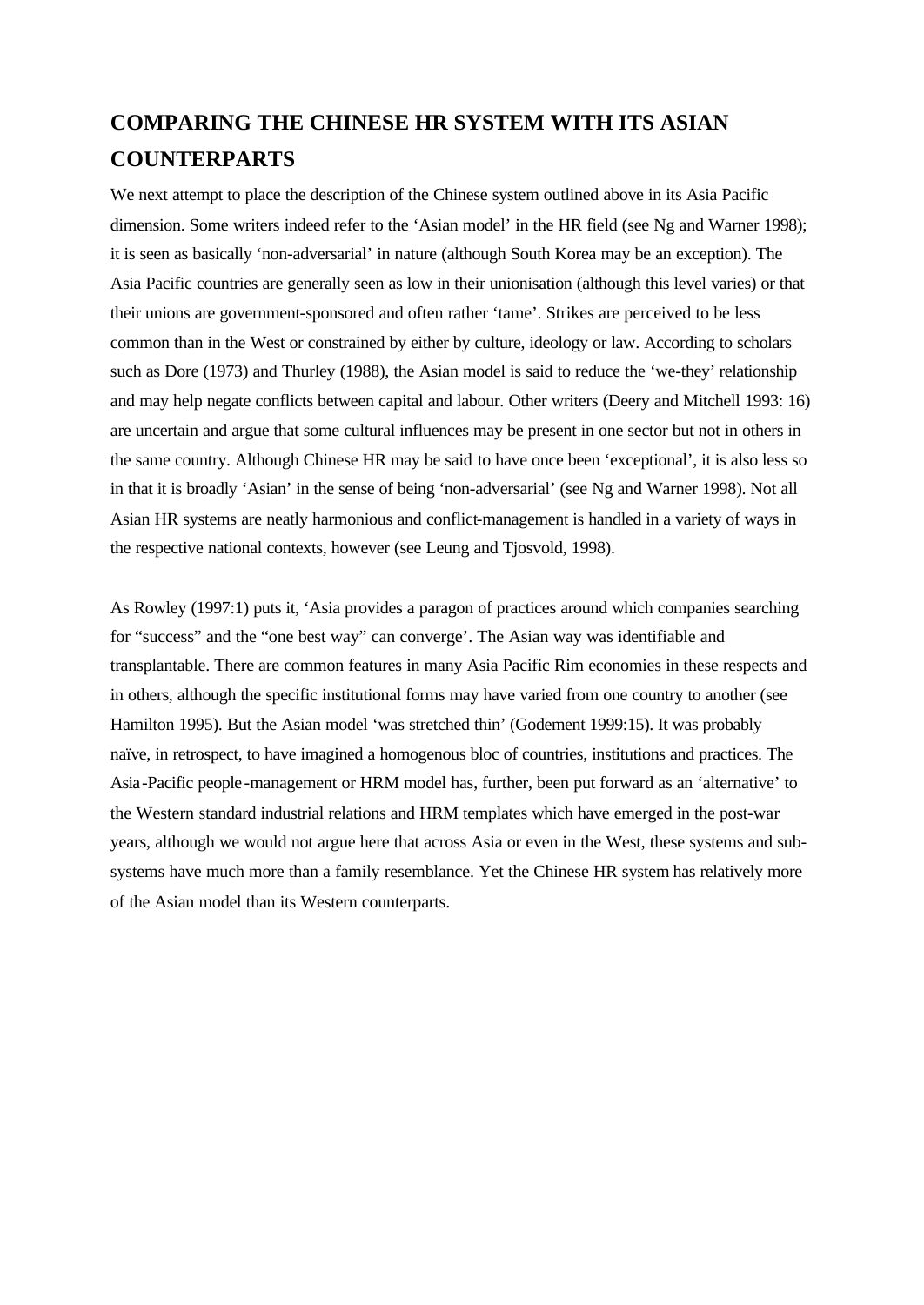## COMPARING THE CHINESE HR SYSTEM WITH ITS ASIAN COUNTERPARTS

We next attempt to place the description of the Chinese system outlined above in its Asia Pacific dimension. Some writers indeed refer to the 'Asian model' in the HR field (see Ng and Warner 1998); it is seen as basically 'non-adversarial' in nature (although South Korea may be an exception). The Asia Pacific countries are generally seen as low in their unionisation (although this level varies) or that their unions are government-sponsored and often rather 'tame'. Strikes are perceived to be less common than in the West or constrained by either by culture, ideology or law. According to scholars such as Dore (1973) and Thurley (1988), the Asian model is said to reduce the 'we-they' relationship and may help negate conflicts between capital and labour. Other writers (Deery and Mitchell 1993: 16) are uncertain and argue that some cultural influences may be present in one sector but not in others in the same country. Although Chinese HR may be said to have once been 'exceptional', it is also less so in that it is broadly 'Asian' in the sense of being 'non-adversarial' (see Ng and Warner 1998). Not all Asian HR systems are neatly harmonious and conflict-management is handled in a variety of ways in the respective national contexts, however (see Leung and Tjosvold, 1998).

As Rowley (1997:1) puts it, 'Asia provides a paragon of practices around which companies searching for "success" and the "one best way" can converge'. The Asian way was identifiable and transplantable. There are common features in many Asia Pacific Rim economies in these respects and in others, although the specific institutional forms may have varied from one country to another (see Hamilton 1995). But the Asian model 'was stretched thin' (Godement 1999:15). It was probably naïve, in retrospect, to have imagined a homogenous bloc of countries, institutions and practices. The Asia-Pacific people-management or HRM model has, further, been put forward as an 'alternative' to the Western standard industrial relations and HRM templates which have emerged in the post-war years, although we would not argue here that across Asia or even in the West, these systems and sub-systems have much more than a family resemblance. Yet the Chinese HR system has relatively more of the Asian model than its Western counterparts.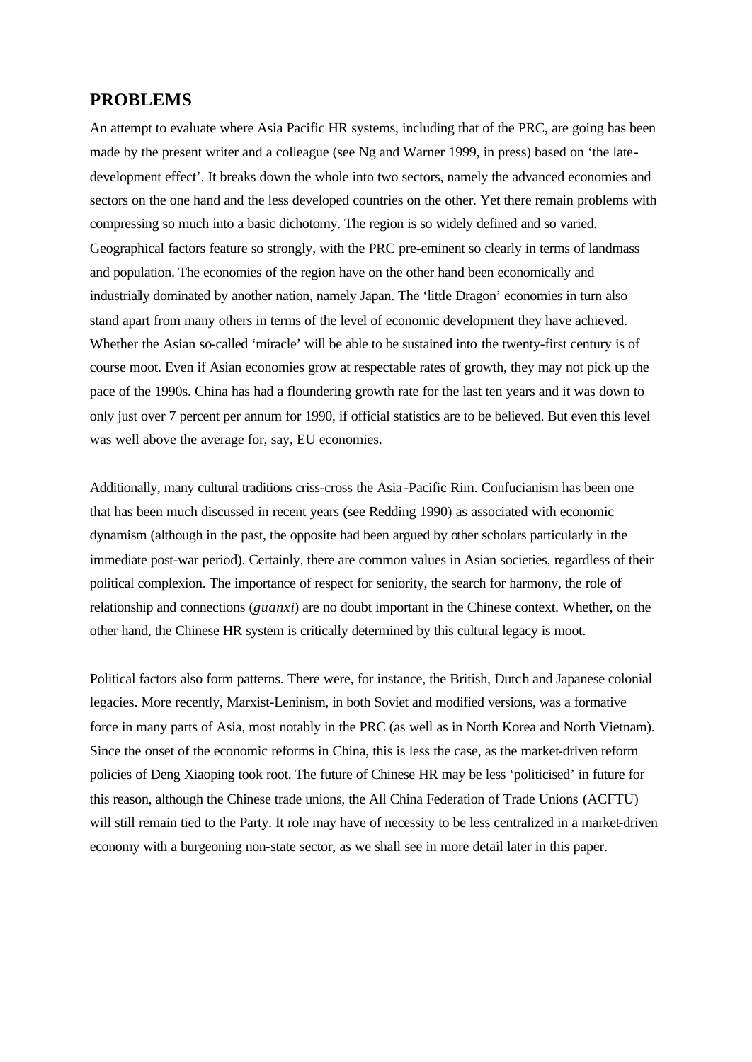## PROBLEMS

An attempt to evaluate where Asia Pacific HR systems, including that of the PRC, are going has been made by the present writer and a colleague (see Ng and Warner 1999, in press) based on 'the late-development effect'. It breaks down the whole into two sectors, namely the advanced economies and sectors on the one hand and the less developed countries on the other. Yet there remain problems with compressing so much into a basic dichotomy. The region is so widely defined and so varied. Geographical factors feature so strongly, with the PRC pre-eminent so clearly in terms of landmass and population. The economies of the region have on the other hand been economically and industrially dominated by another nation, namely Japan. The 'little Dragon' economies in turn also stand apart from many others in terms of the level of economic development they have achieved. Whether the Asian so-called 'miracle' will be able to be sustained into the twenty-first century is of course moot. Even if Asian economies grow at respectable rates of growth, they may not pick up the pace of the 1990s. China has had a floundering growth rate for the last ten years and it was down to only just over 7 percent per annum for 1990, if official statistics are to be believed. But even this level was well above the average for, say, EU economies.

Additionally, many cultural traditions criss-cross the Asia-Pacific Rim. Confucianism has been one that has been much discussed in recent years (see Redding 1990) as associated with economic dynamism (although in the past, the opposite had been argued by other scholars particularly in the immediate post-war period). Certainly, there are common values in Asian societies, regardless of their political complexion. The importance of respect for seniority, the search for harmony, the role of relationship and connections (*guanxi*) are no doubt important in the Chinese context. Whether, on the other hand, the Chinese HR system is critically determined by this cultural legacy is moot.

Political factors also form patterns. There were, for instance, the British, Dutch and Japanese colonial legacies. More recently, Marxist-Leninism, in both Soviet and modified versions, was a formative force in many parts of Asia, most notably in the PRC (as well as in North Korea and North Vietnam). Since the onset of the economic reforms in China, this is less the case, as the market-driven reform policies of Deng Xiaoping took root. The future of Chinese HR may be less 'politicised' in future for this reason, although the Chinese trade unions, the All China Federation of Trade Unions (ACFTU) will still remain tied to the Party. It role may have of necessity to be less centralized in a market-driven economy with a burgeoning non-state sector, as we shall see in more detail later in this paper.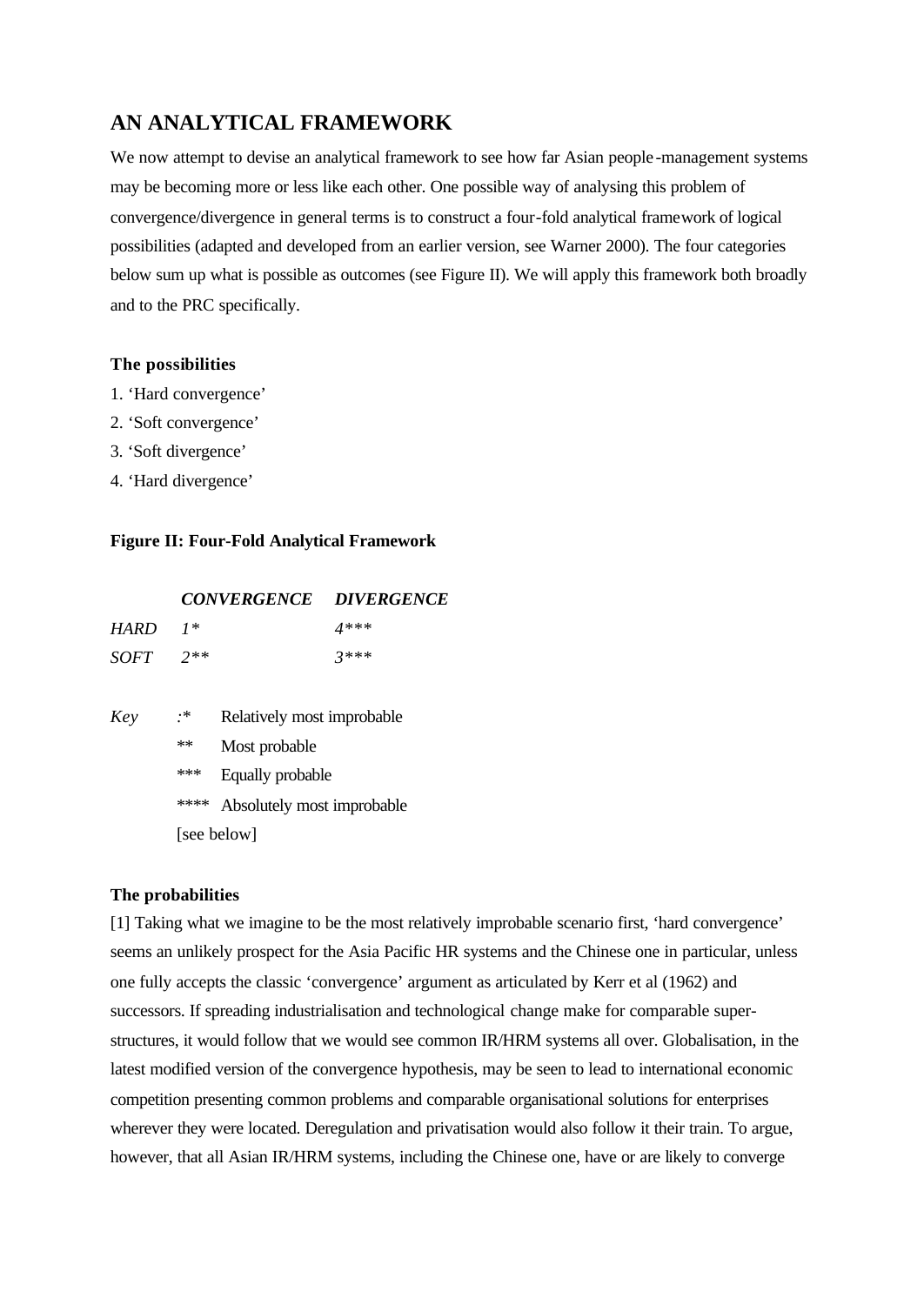## AN ANALYTICAL FRAMEWORK

We now attempt to devise an analytical framework to see how far Asian people-management systems may be becoming more or less like each other. One possible way of analysing this problem of convergence/divergence in general terms is to construct a four-fold analytical framework of logical possibilities (adapted and developed from an earlier version, see Warner 2000). The four categories below sum up what is possible as outcomes (see Figure II). We will apply this framework both broadly and to the PRC specifically.

### The possibilities

1. 'Hard convergence'
2. 'Soft convergence'
3. 'Soft divergence'
4. 'Hard divergence'

### Figure II: Four-Fold Analytical Framework

| | ***CONVERGENCE*** | ***DIVERGENCE*** |
|---|---|---|
| *HARD* | *1** | *4**** |
| *SOFT* | *2*** | *3**** |

*Key* :* Relatively most improbable

** Most probable

*** Equally probable

**** Absolutely most improbable

[see below]

### The probabilities

[1] Taking what we imagine to be the most relatively improbable scenario first, 'hard convergence' seems an unlikely prospect for the Asia Pacific HR systems and the Chinese one in particular, unless one fully accepts the classic 'convergence' argument as articulated by Kerr et al (1962) and successors. If spreading industrialisation and technological change make for comparable super-structures, it would follow that we would see common IR/HRM systems all over. Globalisation, in the latest modified version of the convergence hypothesis, may be seen to lead to international economic competition presenting common problems and comparable organisational solutions for enterprises wherever they were located. Deregulation and privatisation would also follow it their train. To argue, however, that all Asian IR/HRM systems, including the Chinese one, have or are likely to converge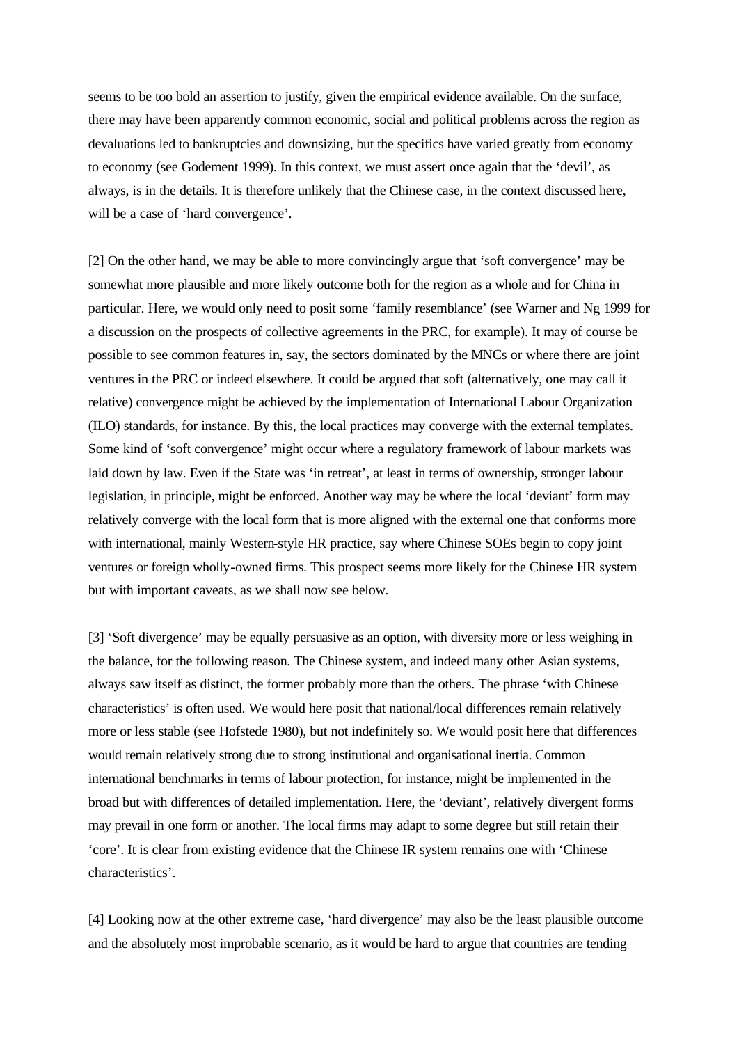seems to be too bold an assertion to justify, given the empirical evidence available. On the surface, there may have been apparently common economic, social and political problems across the region as devaluations led to bankruptcies and downsizing, but the specifics have varied greatly from economy to economy (see Godement 1999). In this context, we must assert once again that the 'devil', as always, is in the details. It is therefore unlikely that the Chinese case, in the context discussed here, will be a case of 'hard convergence'.

[2] On the other hand, we may be able to more convincingly argue that 'soft convergence' may be somewhat more plausible and more likely outcome both for the region as a whole and for China in particular. Here, we would only need to posit some 'family resemblance' (see Warner and Ng 1999 for a discussion on the prospects of collective agreements in the PRC, for example). It may of course be possible to see common features in, say, the sectors dominated by the MNCs or where there are joint ventures in the PRC or indeed elsewhere. It could be argued that soft (alternatively, one may call it relative) convergence might be achieved by the implementation of International Labour Organization (ILO) standards, for instance. By this, the local practices may converge with the external templates. Some kind of 'soft convergence' might occur where a regulatory framework of labour markets was laid down by law. Even if the State was 'in retreat', at least in terms of ownership, stronger labour legislation, in principle, might be enforced. Another way may be where the local 'deviant' form may relatively converge with the local form that is more aligned with the external one that conforms more with international, mainly Western-style HR practice, say where Chinese SOEs begin to copy joint ventures or foreign wholly-owned firms. This prospect seems more likely for the Chinese HR system but with important caveats, as we shall now see below.

[3] 'Soft divergence' may be equally persuasive as an option, with diversity more or less weighing in the balance, for the following reason. The Chinese system, and indeed many other Asian systems, always saw itself as distinct, the former probably more than the others. The phrase 'with Chinese characteristics' is often used. We would here posit that national/local differences remain relatively more or less stable (see Hofstede 1980), but not indefinitely so. We would posit here that differences would remain relatively strong due to strong institutional and organisational inertia. Common international benchmarks in terms of labour protection, for instance, might be implemented in the broad but with differences of detailed implementation. Here, the 'deviant', relatively divergent forms may prevail in one form or another. The local firms may adapt to some degree but still retain their 'core'. It is clear from existing evidence that the Chinese IR system remains one with 'Chinese characteristics'.

[4] Looking now at the other extreme case, 'hard divergence' may also be the least plausible outcome and the absolutely most improbable scenario, as it would be hard to argue that countries are tending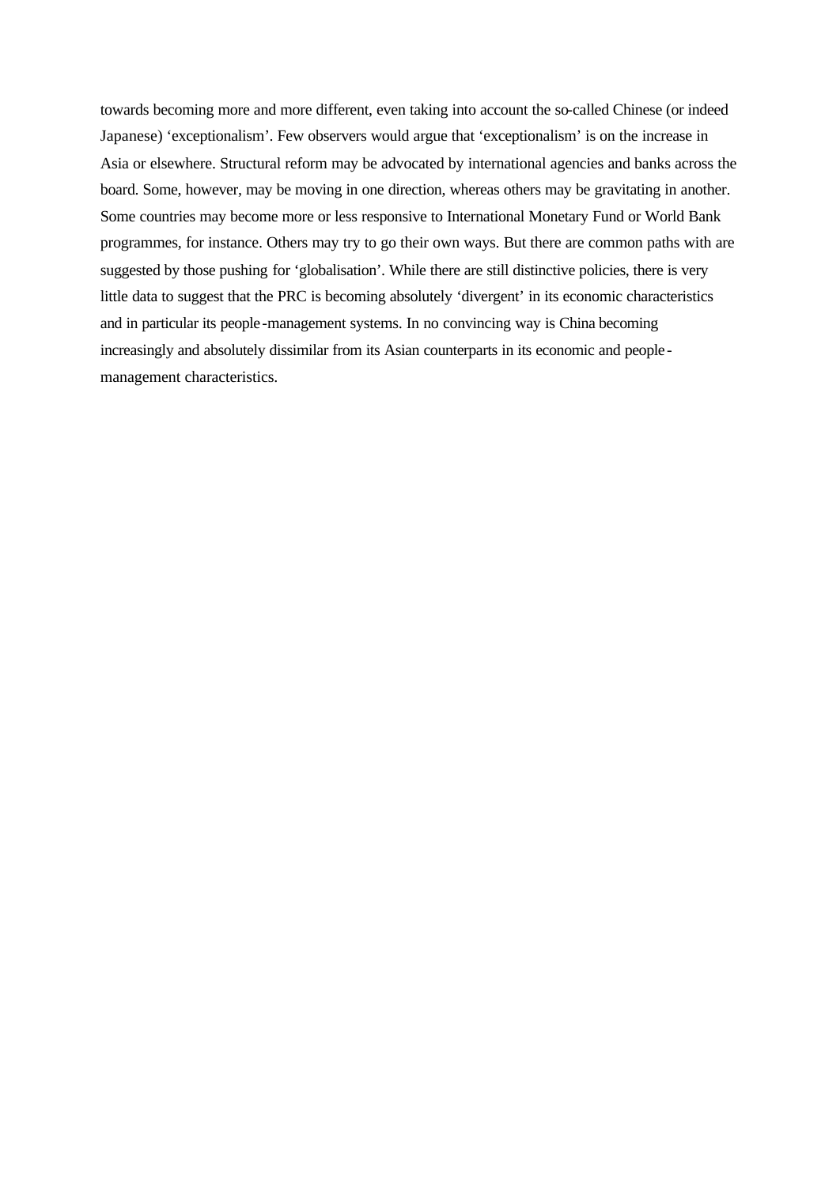towards becoming more and more different, even taking into account the so-called Chinese (or indeed Japanese) 'exceptionalism'. Few observers would argue that 'exceptionalism' is on the increase in Asia or elsewhere. Structural reform may be advocated by international agencies and banks across the board. Some, however, may be moving in one direction, whereas others may be gravitating in another. Some countries may become more or less responsive to International Monetary Fund or World Bank programmes, for instance. Others may try to go their own ways. But there are common paths with are suggested by those pushing for 'globalisation'. While there are still distinctive policies, there is very little data to suggest that the PRC is becoming absolutely 'divergent' in its economic characteristics and in particular its people-management systems. In no convincing way is China becoming increasingly and absolutely dissimilar from its Asian counterparts in its economic and people-management characteristics.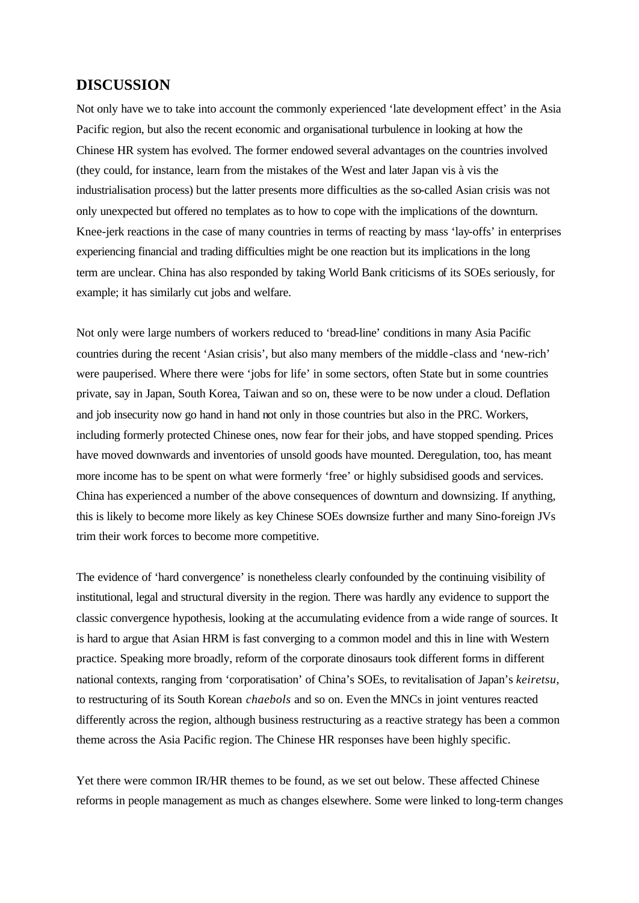## DISCUSSION

Not only have we to take into account the commonly experienced 'late development effect' in the Asia Pacific region, but also the recent economic and organisational turbulence in looking at how the Chinese HR system has evolved. The former endowed several advantages on the countries involved (they could, for instance, learn from the mistakes of the West and later Japan vis à vis the industrialisation process) but the latter presents more difficulties as the so-called Asian crisis was not only unexpected but offered no templates as to how to cope with the implications of the downturn. Knee-jerk reactions in the case of many countries in terms of reacting by mass 'lay-offs' in enterprises experiencing financial and trading difficulties might be one reaction but its implications in the long term are unclear. China has also responded by taking World Bank criticisms of its SOEs seriously, for example; it has similarly cut jobs and welfare.

Not only were large numbers of workers reduced to 'bread-line' conditions in many Asia Pacific countries during the recent 'Asian crisis', but also many members of the middle-class and 'new-rich' were pauperised. Where there were 'jobs for life' in some sectors, often State but in some countries private, say in Japan, South Korea, Taiwan and so on, these were to be now under a cloud. Deflation and job insecurity now go hand in hand not only in those countries but also in the PRC. Workers, including formerly protected Chinese ones, now fear for their jobs, and have stopped spending. Prices have moved downwards and inventories of unsold goods have mounted. Deregulation, too, has meant more income has to be spent on what were formerly 'free' or highly subsidised goods and services. China has experienced a number of the above consequences of downturn and downsizing. If anything, this is likely to become more likely as key Chinese SOEs downsize further and many Sino-foreign JVs trim their work forces to become more competitive.

The evidence of 'hard convergence' is nonetheless clearly confounded by the continuing visibility of institutional, legal and structural diversity in the region. There was hardly any evidence to support the classic convergence hypothesis, looking at the accumulating evidence from a wide range of sources. It is hard to argue that Asian HRM is fast converging to a common model and this in line with Western practice. Speaking more broadly, reform of the corporate dinosaurs took different forms in different national contexts, ranging from 'corporatisation' of China's SOEs, to revitalisation of Japan's *keiretsu*, to restructuring of its South Korean *chaebols* and so on. Even the MNCs in joint ventures reacted differently across the region, although business restructuring as a reactive strategy has been a common theme across the Asia Pacific region. The Chinese HR responses have been highly specific.

Yet there were common IR/HR themes to be found, as we set out below. These affected Chinese reforms in people management as much as changes elsewhere. Some were linked to long-term changes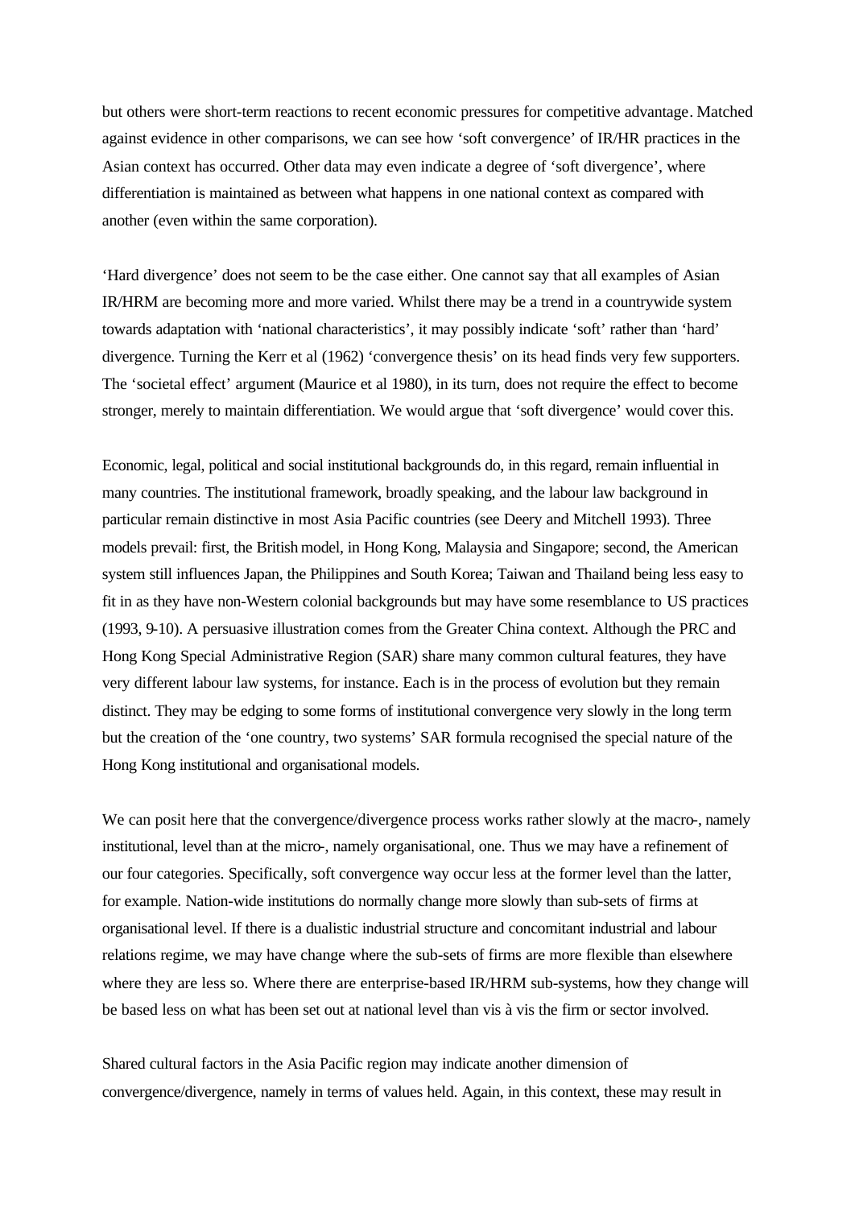but others were short-term reactions to recent economic pressures for competitive advantage. Matched against evidence in other comparisons, we can see how 'soft convergence' of IR/HR practices in the Asian context has occurred. Other data may even indicate a degree of 'soft divergence', where differentiation is maintained as between what happens in one national context as compared with another (even within the same corporation).

'Hard divergence' does not seem to be the case either. One cannot say that all examples of Asian IR/HRM are becoming more and more varied. Whilst there may be a trend in a countrywide system towards adaptation with 'national characteristics', it may possibly indicate 'soft' rather than 'hard' divergence. Turning the Kerr et al (1962) 'convergence thesis' on its head finds very few supporters. The 'societal effect' argument (Maurice et al 1980), in its turn, does not require the effect to become stronger, merely to maintain differentiation. We would argue that 'soft divergence' would cover this.

Economic, legal, political and social institutional backgrounds do, in this regard, remain influential in many countries. The institutional framework, broadly speaking, and the labour law background in particular remain distinctive in most Asia Pacific countries (see Deery and Mitchell 1993). Three models prevail: first, the British model, in Hong Kong, Malaysia and Singapore; second, the American system still influences Japan, the Philippines and South Korea; Taiwan and Thailand being less easy to fit in as they have non-Western colonial backgrounds but may have some resemblance to US practices (1993, 9-10). A persuasive illustration comes from the Greater China context. Although the PRC and Hong Kong Special Administrative Region (SAR) share many common cultural features, they have very different labour law systems, for instance. Each is in the process of evolution but they remain distinct. They may be edging to some forms of institutional convergence very slowly in the long term but the creation of the 'one country, two systems' SAR formula recognised the special nature of the Hong Kong institutional and organisational models.

We can posit here that the convergence/divergence process works rather slowly at the macro-, namely institutional, level than at the micro-, namely organisational, one. Thus we may have a refinement of our four categories. Specifically, soft convergence way occur less at the former level than the latter, for example. Nation-wide institutions do normally change more slowly than sub-sets of firms at organisational level. If there is a dualistic industrial structure and concomitant industrial and labour relations regime, we may have change where the sub-sets of firms are more flexible than elsewhere where they are less so. Where there are enterprise-based IR/HRM sub-systems, how they change will be based less on what has been set out at national level than vis à vis the firm or sector involved.

Shared cultural factors in the Asia Pacific region may indicate another dimension of convergence/divergence, namely in terms of values held. Again, in this context, these may result in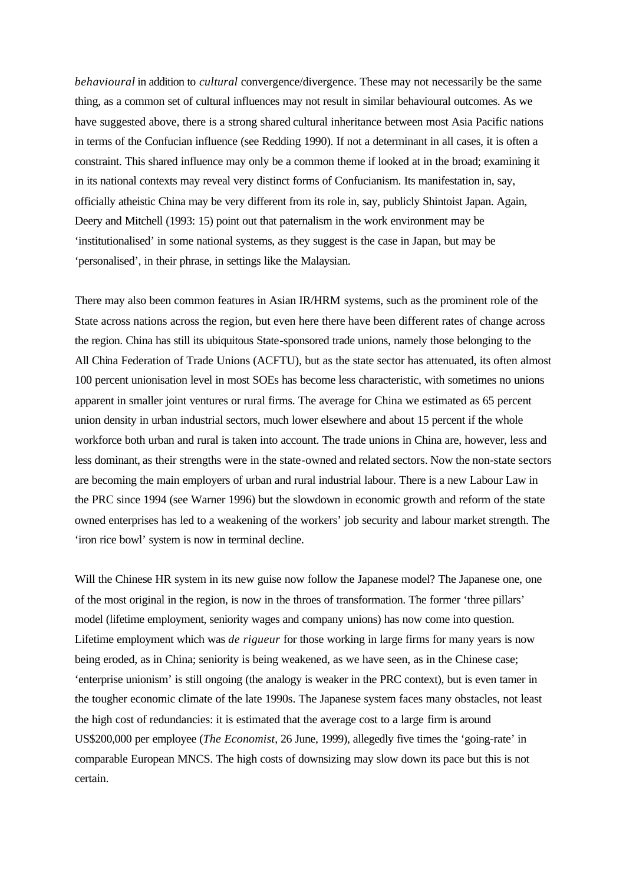*behavioural* in addition to *cultural* convergence/divergence. These may not necessarily be the same thing, as a common set of cultural influences may not result in similar behavioural outcomes. As we have suggested above, there is a strong shared cultural inheritance between most Asia Pacific nations in terms of the Confucian influence (see Redding 1990). If not a determinant in all cases, it is often a constraint. This shared influence may only be a common theme if looked at in the broad; examining it in its national contexts may reveal very distinct forms of Confucianism. Its manifestation in, say, officially atheistic China may be very different from its role in, say, publicly Shintoist Japan. Again, Deery and Mitchell (1993: 15) point out that paternalism in the work environment may be 'institutionalised' in some national systems, as they suggest is the case in Japan, but may be 'personalised', in their phrase, in settings like the Malaysian.

There may also been common features in Asian IR/HRM systems, such as the prominent role of the State across nations across the region, but even here there have been different rates of change across the region. China has still its ubiquitous State-sponsored trade unions, namely those belonging to the All China Federation of Trade Unions (ACFTU), but as the state sector has attenuated, its often almost 100 percent unionisation level in most SOEs has become less characteristic, with sometimes no unions apparent in smaller joint ventures or rural firms. The average for China we estimated as 65 percent union density in urban industrial sectors, much lower elsewhere and about 15 percent if the whole workforce both urban and rural is taken into account. The trade unions in China are, however, less and less dominant, as their strengths were in the state-owned and related sectors. Now the non-state sectors are becoming the main employers of urban and rural industrial labour. There is a new Labour Law in the PRC since 1994 (see Warner 1996) but the slowdown in economic growth and reform of the state owned enterprises has led to a weakening of the workers' job security and labour market strength. The 'iron rice bowl' system is now in terminal decline.

Will the Chinese HR system in its new guise now follow the Japanese model? The Japanese one, one of the most original in the region, is now in the throes of transformation. The former 'three pillars' model (lifetime employment, seniority wages and company unions) has now come into question. Lifetime employment which was *de rigueur* for those working in large firms for many years is now being eroded, as in China; seniority is being weakened, as we have seen, as in the Chinese case; 'enterprise unionism' is still ongoing (the analogy is weaker in the PRC context), but is even tamer in the tougher economic climate of the late 1990s. The Japanese system faces many obstacles, not least the high cost of redundancies: it is estimated that the average cost to a large firm is around US$200,000 per employee (*The Economist*, 26 June, 1999), allegedly five times the 'going-rate' in comparable European MNCS. The high costs of downsizing may slow down its pace but this is not certain.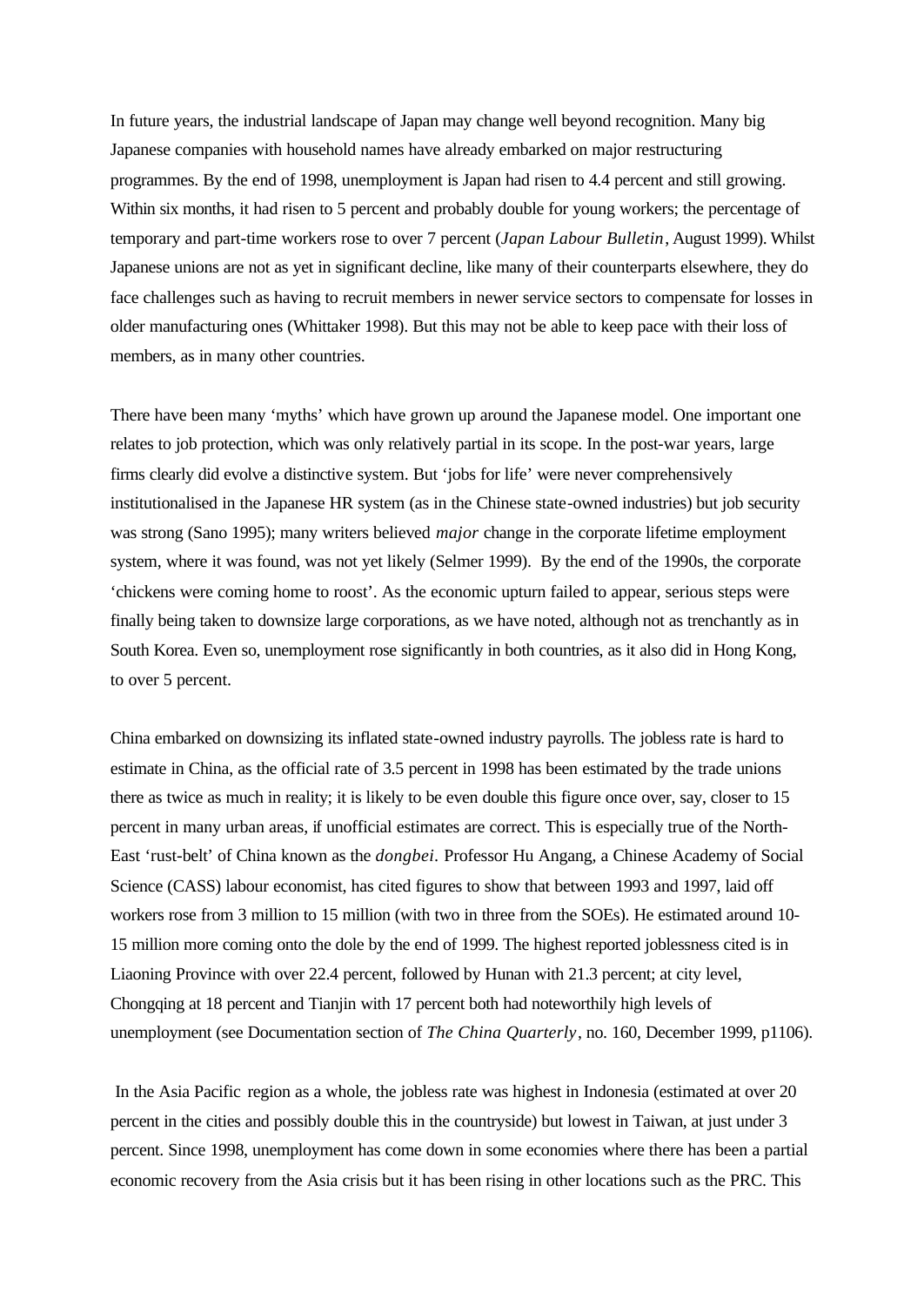In future years, the industrial landscape of Japan may change well beyond recognition. Many big Japanese companies with household names have already embarked on major restructuring programmes. By the end of 1998, unemployment is Japan had risen to 4.4 percent and still growing. Within six months, it had risen to 5 percent and probably double for young workers; the percentage of temporary and part-time workers rose to over 7 percent (*Japan Labour Bulletin*, August 1999). Whilst Japanese unions are not as yet in significant decline, like many of their counterparts elsewhere, they do face challenges such as having to recruit members in newer service sectors to compensate for losses in older manufacturing ones (Whittaker 1998). But this may not be able to keep pace with their loss of members, as in many other countries.

There have been many 'myths' which have grown up around the Japanese model. One important one relates to job protection, which was only relatively partial in its scope. In the post-war years, large firms clearly did evolve a distinctive system. But 'jobs for life' were never comprehensively institutionalised in the Japanese HR system (as in the Chinese state-owned industries) but job security was strong (Sano 1995); many writers believed *major* change in the corporate lifetime employment system, where it was found, was not yet likely (Selmer 1999). By the end of the 1990s, the corporate 'chickens were coming home to roost'. As the economic upturn failed to appear, serious steps were finally being taken to downsize large corporations, as we have noted, although not as trenchantly as in South Korea. Even so, unemployment rose significantly in both countries, as it also did in Hong Kong, to over 5 percent.

China embarked on downsizing its inflated state-owned industry payrolls. The jobless rate is hard to estimate in China, as the official rate of 3.5 percent in 1998 has been estimated by the trade unions there as twice as much in reality; it is likely to be even double this figure once over, say, closer to 15 percent in many urban areas, if unofficial estimates are correct. This is especially true of the North-East 'rust-belt' of China known as the *dongbei*. Professor Hu Angang, a Chinese Academy of Social Science (CASS) labour economist, has cited figures to show that between 1993 and 1997, laid off workers rose from 3 million to 15 million (with two in three from the SOEs). He estimated around 10-15 million more coming onto the dole by the end of 1999. The highest reported joblessness cited is in Liaoning Province with over 22.4 percent, followed by Hunan with 21.3 percent; at city level, Chongqing at 18 percent and Tianjin with 17 percent both had noteworthily high levels of unemployment (see Documentation section of *The China Quarterly*, no. 160, December 1999, p1106).

In the Asia Pacific region as a whole, the jobless rate was highest in Indonesia (estimated at over 20 percent in the cities and possibly double this in the countryside) but lowest in Taiwan, at just under 3 percent. Since 1998, unemployment has come down in some economies where there has been a partial economic recovery from the Asia crisis but it has been rising in other locations such as the PRC. This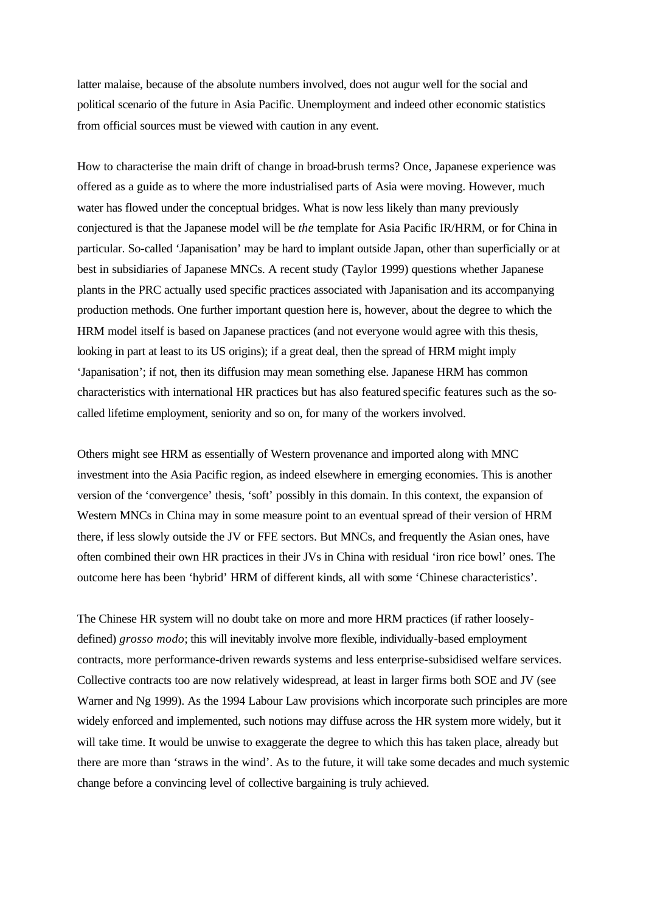latter malaise, because of the absolute numbers involved, does not augur well for the social and political scenario of the future in Asia Pacific. Unemployment and indeed other economic statistics from official sources must be viewed with caution in any event.

How to characterise the main drift of change in broad-brush terms? Once, Japanese experience was offered as a guide as to where the more industrialised parts of Asia were moving. However, much water has flowed under the conceptual bridges. What is now less likely than many previously conjectured is that the Japanese model will be *the* template for Asia Pacific IR/HRM, or for China in particular. So-called 'Japanisation' may be hard to implant outside Japan, other than superficially or at best in subsidiaries of Japanese MNCs. A recent study (Taylor 1999) questions whether Japanese plants in the PRC actually used specific practices associated with Japanisation and its accompanying production methods. One further important question here is, however, about the degree to which the HRM model itself is based on Japanese practices (and not everyone would agree with this thesis, looking in part at least to its US origins); if a great deal, then the spread of HRM might imply 'Japanisation'; if not, then its diffusion may mean something else. Japanese HRM has common characteristics with international HR practices but has also featured specific features such as the so-called lifetime employment, seniority and so on, for many of the workers involved.

Others might see HRM as essentially of Western provenance and imported along with MNC investment into the Asia Pacific region, as indeed elsewhere in emerging economies. This is another version of the 'convergence' thesis, 'soft' possibly in this domain. In this context, the expansion of Western MNCs in China may in some measure point to an eventual spread of their version of HRM there, if less slowly outside the JV or FFE sectors. But MNCs, and frequently the Asian ones, have often combined their own HR practices in their JVs in China with residual 'iron rice bowl' ones. The outcome here has been 'hybrid' HRM of different kinds, all with some 'Chinese characteristics'.

The Chinese HR system will no doubt take on more and more HRM practices (if rather loosely-defined) *grosso modo*; this will inevitably involve more flexible, individually-based employment contracts, more performance-driven rewards systems and less enterprise-subsidised welfare services. Collective contracts too are now relatively widespread, at least in larger firms both SOE and JV (see Warner and Ng 1999). As the 1994 Labour Law provisions which incorporate such principles are more widely enforced and implemented, such notions may diffuse across the HR system more widely, but it will take time. It would be unwise to exaggerate the degree to which this has taken place, already but there are more than 'straws in the wind'. As to the future, it will take some decades and much systemic change before a convincing level of collective bargaining is truly achieved.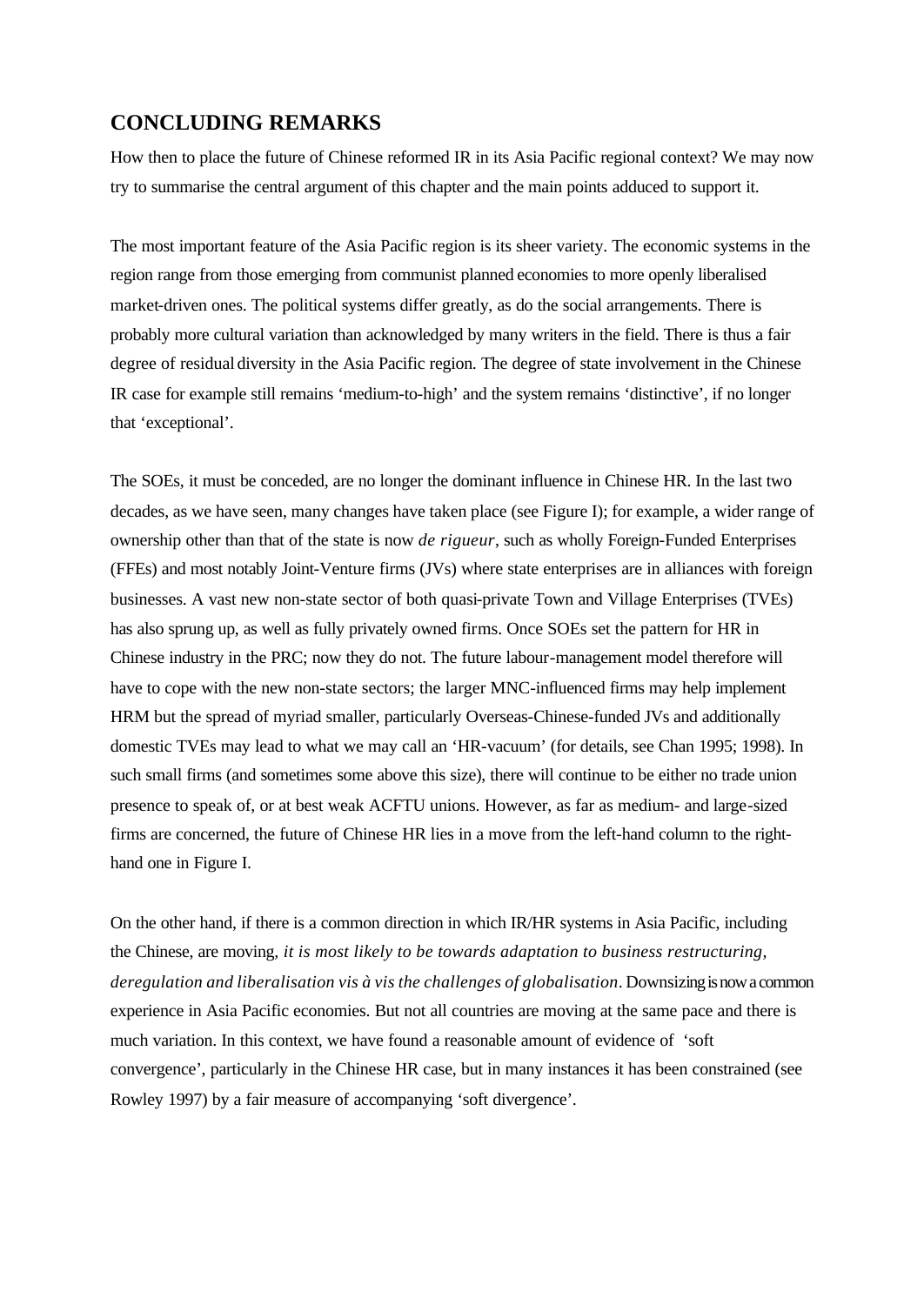## CONCLUDING REMARKS

How then to place the future of Chinese reformed IR in its Asia Pacific regional context? We may now try to summarise the central argument of this chapter and the main points adduced to support it.

The most important feature of the Asia Pacific region is its sheer variety. The economic systems in the region range from those emerging from communist planned economies to more openly liberalised market-driven ones. The political systems differ greatly, as do the social arrangements. There is probably more cultural variation than acknowledged by many writers in the field. There is thus a fair degree of residual diversity in the Asia Pacific region. The degree of state involvement in the Chinese IR case for example still remains 'medium-to-high' and the system remains 'distinctive', if no longer that 'exceptional'.

The SOEs, it must be conceded, are no longer the dominant influence in Chinese HR. In the last two decades, as we have seen, many changes have taken place (see Figure I); for example, a wider range of ownership other than that of the state is now *de rigueur*, such as wholly Foreign-Funded Enterprises (FFEs) and most notably Joint-Venture firms (JVs) where state enterprises are in alliances with foreign businesses. A vast new non-state sector of both quasi-private Town and Village Enterprises (TVEs) has also sprung up, as well as fully privately owned firms. Once SOEs set the pattern for HR in Chinese industry in the PRC; now they do not. The future labour-management model therefore will have to cope with the new non-state sectors; the larger MNC-influenced firms may help implement HRM but the spread of myriad smaller, particularly Overseas-Chinese-funded JVs and additionally domestic TVEs may lead to what we may call an 'HR-vacuum' (for details, see Chan 1995; 1998). In such small firms (and sometimes some above this size), there will continue to be either no trade union presence to speak of, or at best weak ACFTU unions. However, as far as medium- and large-sized firms are concerned, the future of Chinese HR lies in a move from the left-hand column to the right-hand one in Figure I.

On the other hand, if there is a common direction in which IR/HR systems in Asia Pacific, including the Chinese, are moving, *it is most likely to be towards adaptation to business restructuring, deregulation and liberalisation vis à vis the challenges of globalisation*. Downsizing is now a common experience in Asia Pacific economies. But not all countries are moving at the same pace and there is much variation. In this context, we have found a reasonable amount of evidence of 'soft convergence', particularly in the Chinese HR case, but in many instances it has been constrained (see Rowley 1997) by a fair measure of accompanying 'soft divergence'.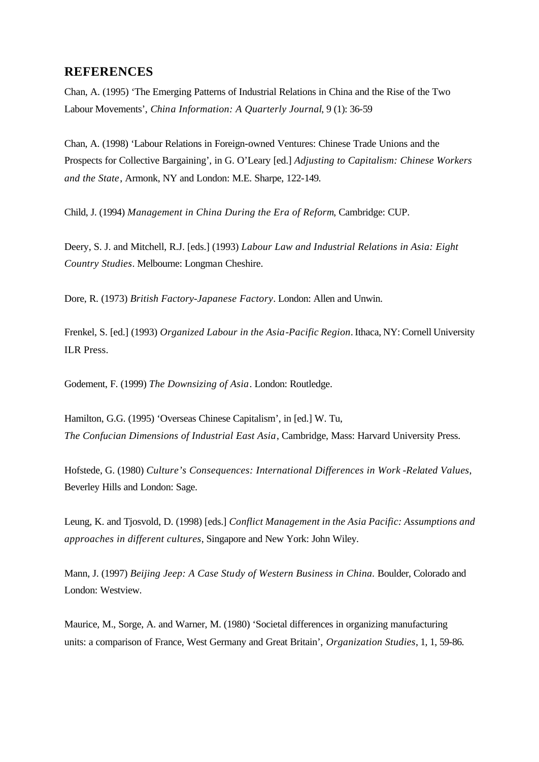## REFERENCES

Chan, A. (1995) 'The Emerging Patterns of Industrial Relations in China and the Rise of the Two Labour Movements', *China Information: A Quarterly Journal*, 9 (1): 36-59

Chan, A. (1998) 'Labour Relations in Foreign-owned Ventures: Chinese Trade Unions and the Prospects for Collective Bargaining', in G. O'Leary [ed.] *Adjusting to Capitalism: Chinese Workers and the State*, Armonk, NY and London: M.E. Sharpe, 122-149.

Child, J. (1994) *Management in China During the Era of Reform*, Cambridge: CUP.

Deery, S. J. and Mitchell, R.J. [eds.] (1993) *Labour Law and Industrial Relations in Asia: Eight Country Studies*. Melbourne: Longman Cheshire.

Dore, R. (1973) *British Factory-Japanese Factory*. London: Allen and Unwin.

Frenkel, S. [ed.] (1993) *Organized Labour in the Asia-Pacific Region*. Ithaca, NY: Cornell University ILR Press.

Godement, F. (1999) *The Downsizing of Asia*. London: Routledge.

Hamilton, G.G. (1995) 'Overseas Chinese Capitalism', in [ed.] W. Tu, *The Confucian Dimensions of Industrial East Asia*, Cambridge, Mass: Harvard University Press.

Hofstede, G. (1980) *Culture's Consequences: International Differences in Work -Related Values*, Beverley Hills and London: Sage.

Leung, K. and Tjosvold, D. (1998) [eds.] *Conflict Management in the Asia Pacific: Assumptions and approaches in different cultures*, Singapore and New York: John Wiley.

Mann, J. (1997) *Beijing Jeep: A Case Study of Western Business in China*. Boulder, Colorado and London: Westview.

Maurice, M., Sorge, A. and Warner, M. (1980) 'Societal differences in organizing manufacturing units: a comparison of France, West Germany and Great Britain', *Organization Studies*, 1, 1, 59-86.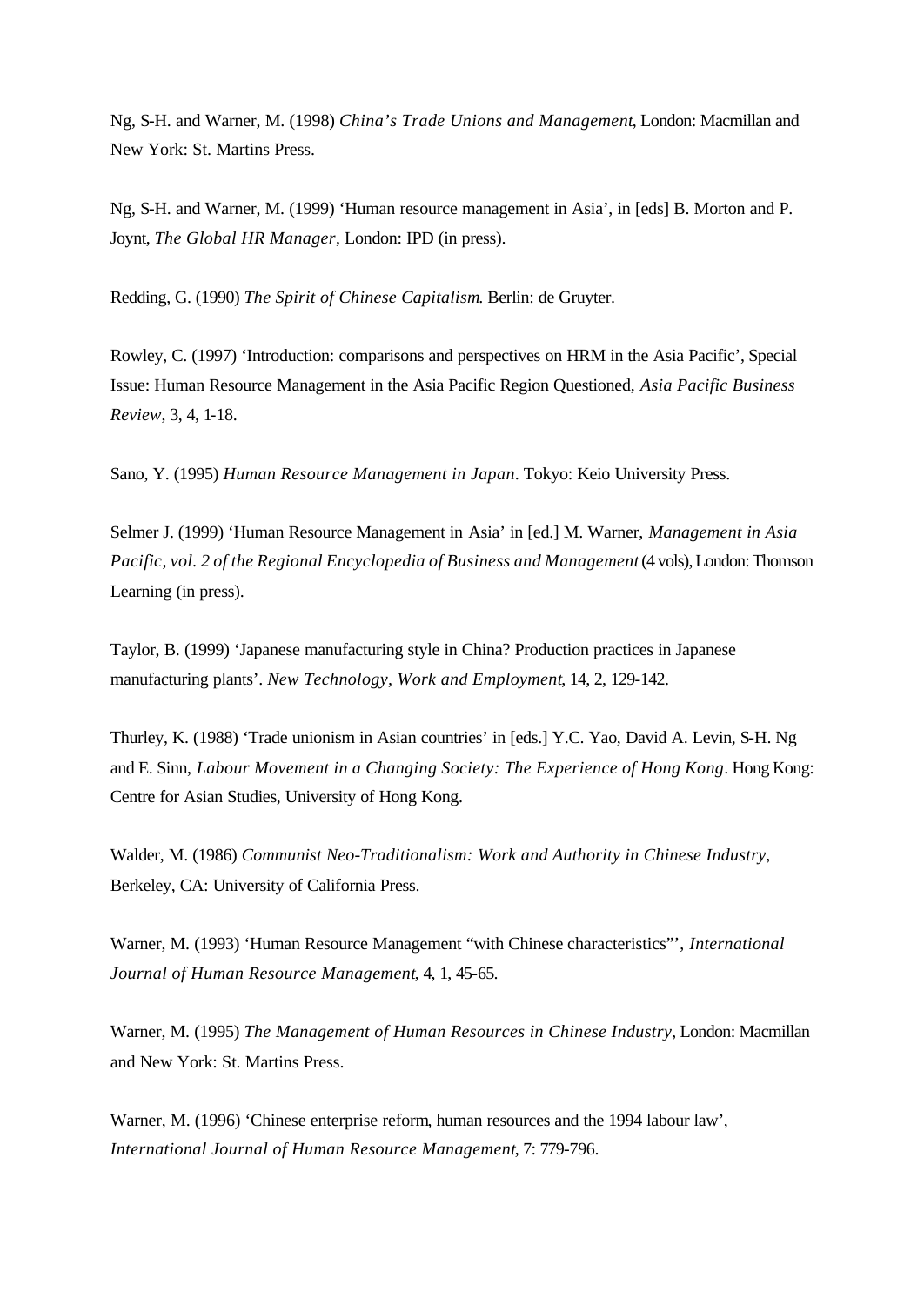Ng, S-H. and Warner, M. (1998) *China's Trade Unions and Management*, London: Macmillan and New York: St. Martins Press.

Ng, S-H. and Warner, M. (1999) 'Human resource management in Asia', in [eds] B. Morton and P. Joynt, *The Global HR Manager*, London: IPD (in press).

Redding, G. (1990) *The Spirit of Chinese Capitalism*. Berlin: de Gruyter.

Rowley, C. (1997) 'Introduction: comparisons and perspectives on HRM in the Asia Pacific', Special Issue: Human Resource Management in the Asia Pacific Region Questioned, *Asia Pacific Business Review*, 3, 4, 1-18.

Sano, Y. (1995) *Human Resource Management in Japan*. Tokyo: Keio University Press.

Selmer J. (1999) 'Human Resource Management in Asia' in [ed.] M. Warner, *Management in Asia Pacific, vol. 2 of the Regional Encyclopedia of Business and Management* (4 vols), London: Thomson Learning (in press).

Taylor, B. (1999) 'Japanese manufacturing style in China? Production practices in Japanese manufacturing plants'. *New Technology, Work and Employment*, 14, 2, 129-142.

Thurley, K. (1988) 'Trade unionism in Asian countries' in [eds.] Y.C. Yao, David A. Levin, S-H. Ng and E. Sinn, *Labour Movement in a Changing Society: The Experience of Hong Kong*. Hong Kong: Centre for Asian Studies, University of Hong Kong.

Walder, M. (1986) *Communist Neo-Traditionalism: Work and Authority in Chinese Industry*, Berkeley, CA: University of California Press.

Warner, M. (1993) 'Human Resource Management "with Chinese characteristics"', *International Journal of Human Resource Management*, 4, 1, 45-65.

Warner, M. (1995) *The Management of Human Resources in Chinese Industry*, London: Macmillan and New York: St. Martins Press.

Warner, M. (1996) 'Chinese enterprise reform, human resources and the 1994 labour law', *International Journal of Human Resource Management*, 7: 779-796.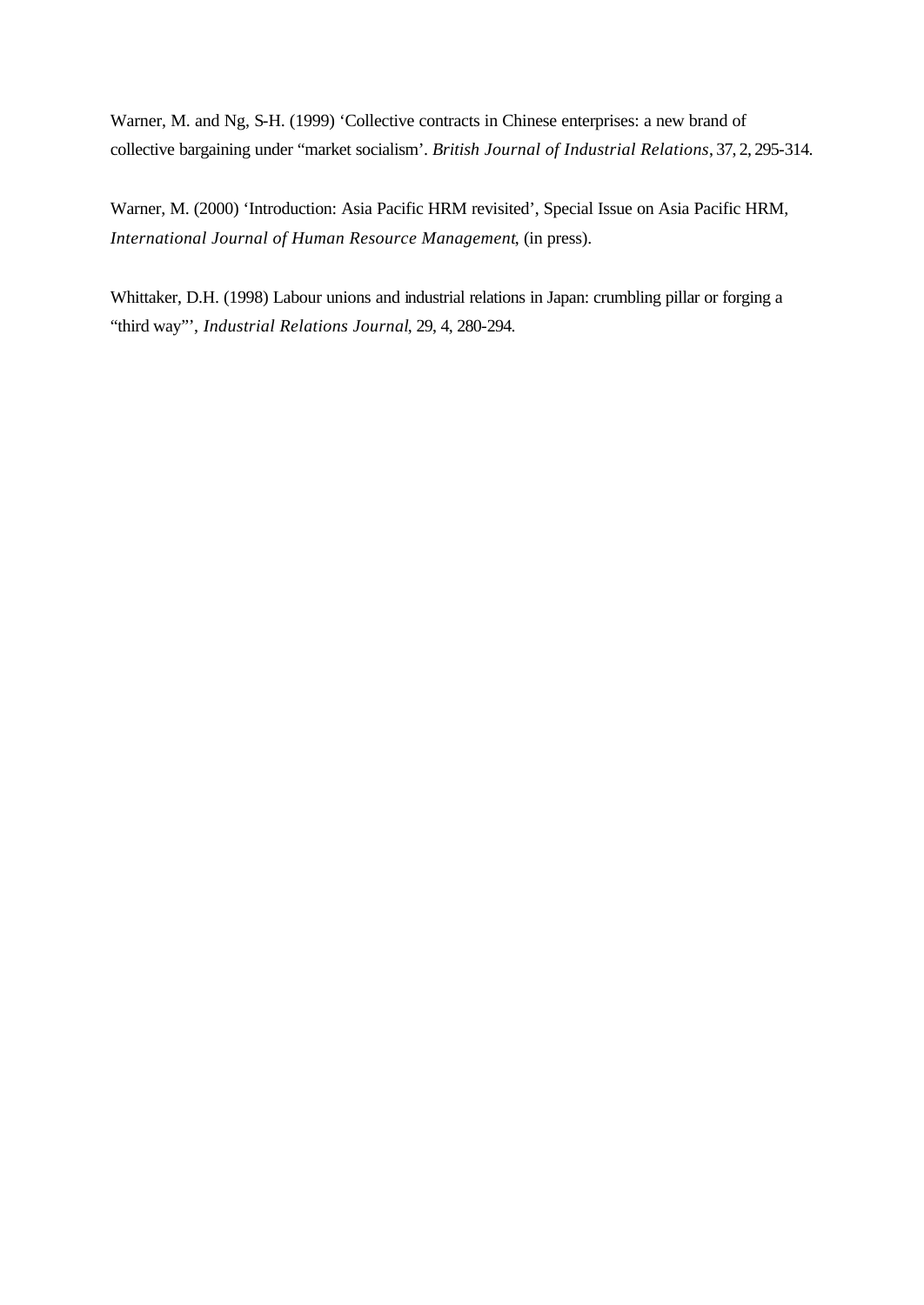Warner, M. and Ng, S-H. (1999) 'Collective contracts in Chinese enterprises: a new brand of collective bargaining under "market socialism'. *British Journal of Industrial Relations*, 37, 2, 295-314.

Warner, M. (2000) 'Introduction: Asia Pacific HRM revisited', Special Issue on Asia Pacific HRM, *International Journal of Human Resource Management*, (in press).

Whittaker, D.H. (1998) Labour unions and industrial relations in Japan: crumbling pillar or forging a "third way"', *Industrial Relations Journal*, 29, 4, 280-294.